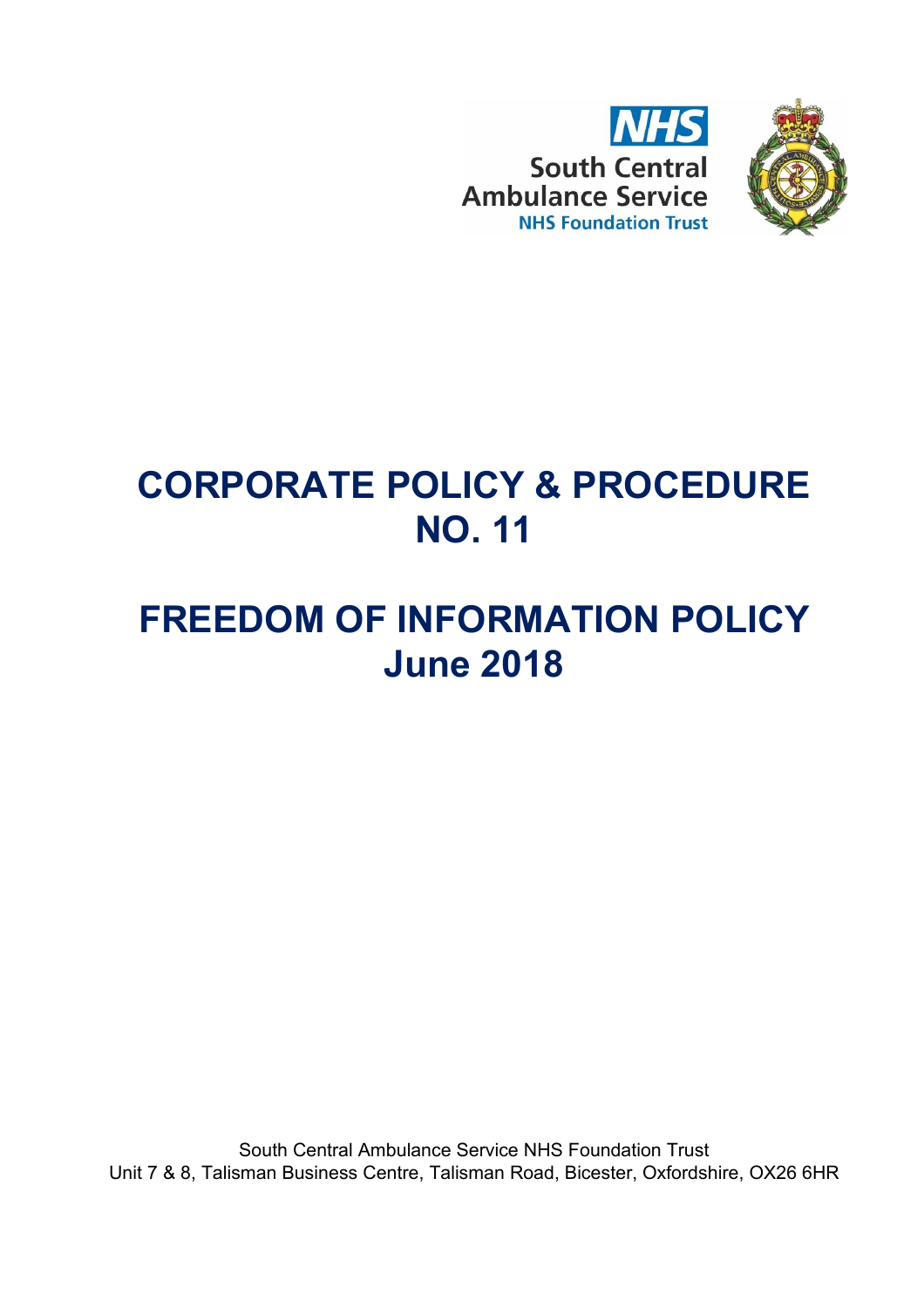NHS
South Central
Ambulance Service
NHS Foundation Trust

# CORPORATE POLICY & PROCEDURE NO. 11

# FREEDOM OF INFORMATION POLICY June 2018

South Central Ambulance Service NHS Foundation Trust
Unit 7 & 8, Talisman Business Centre, Talisman Road, Bicester, Oxfordshire, OX26 6HR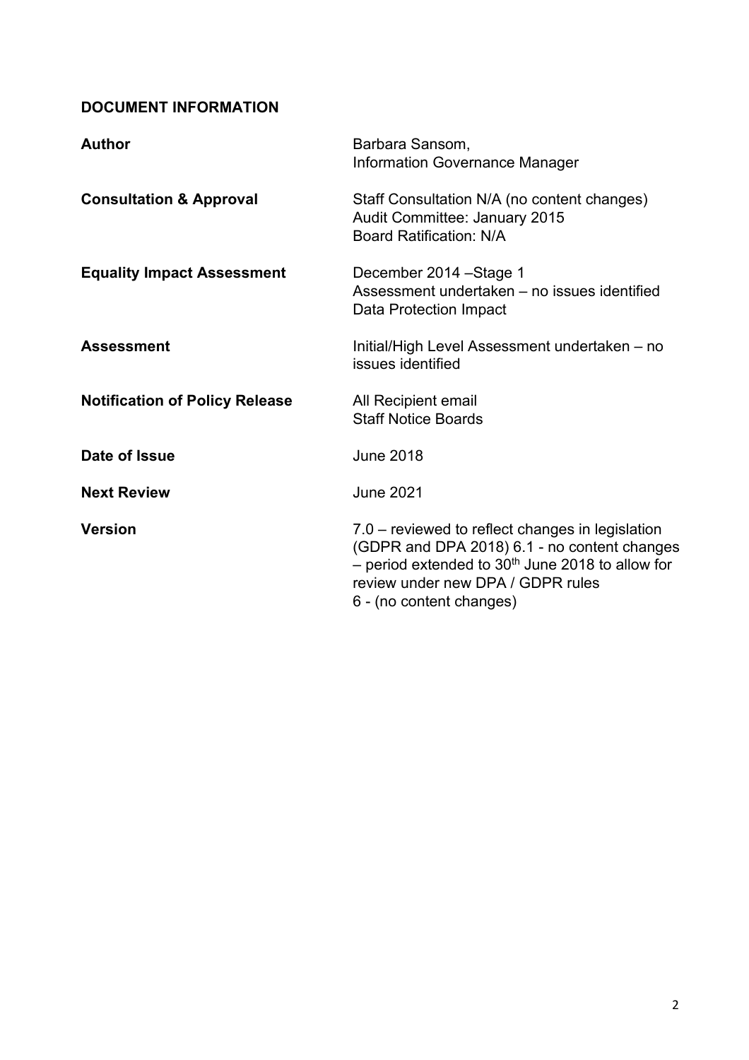**DOCUMENT INFORMATION**

| | |
|---|---|
| **Author** | Barbara Sansom, Information Governance Manager |
| **Consultation & Approval** | Staff Consultation N/A (no content changes) Audit Committee: January 2015 Board Ratification: N/A |
| **Equality Impact Assessment** | December 2014 –Stage 1 Assessment undertaken – no issues identified Data Protection Impact |
| **Assessment** | Initial/High Level Assessment undertaken – no issues identified |
| **Notification of Policy Release** | All Recipient email Staff Notice Boards |
| **Date of Issue** | June 2018 |
| **Next Review** | June 2021 |
| **Version** | 7.0 – reviewed to reflect changes in legislation (GDPR and DPA 2018) 6.1 - no content changes – period extended to 30th June 2018 to allow for review under new DPA / GDPR rules 6 - (no content changes) |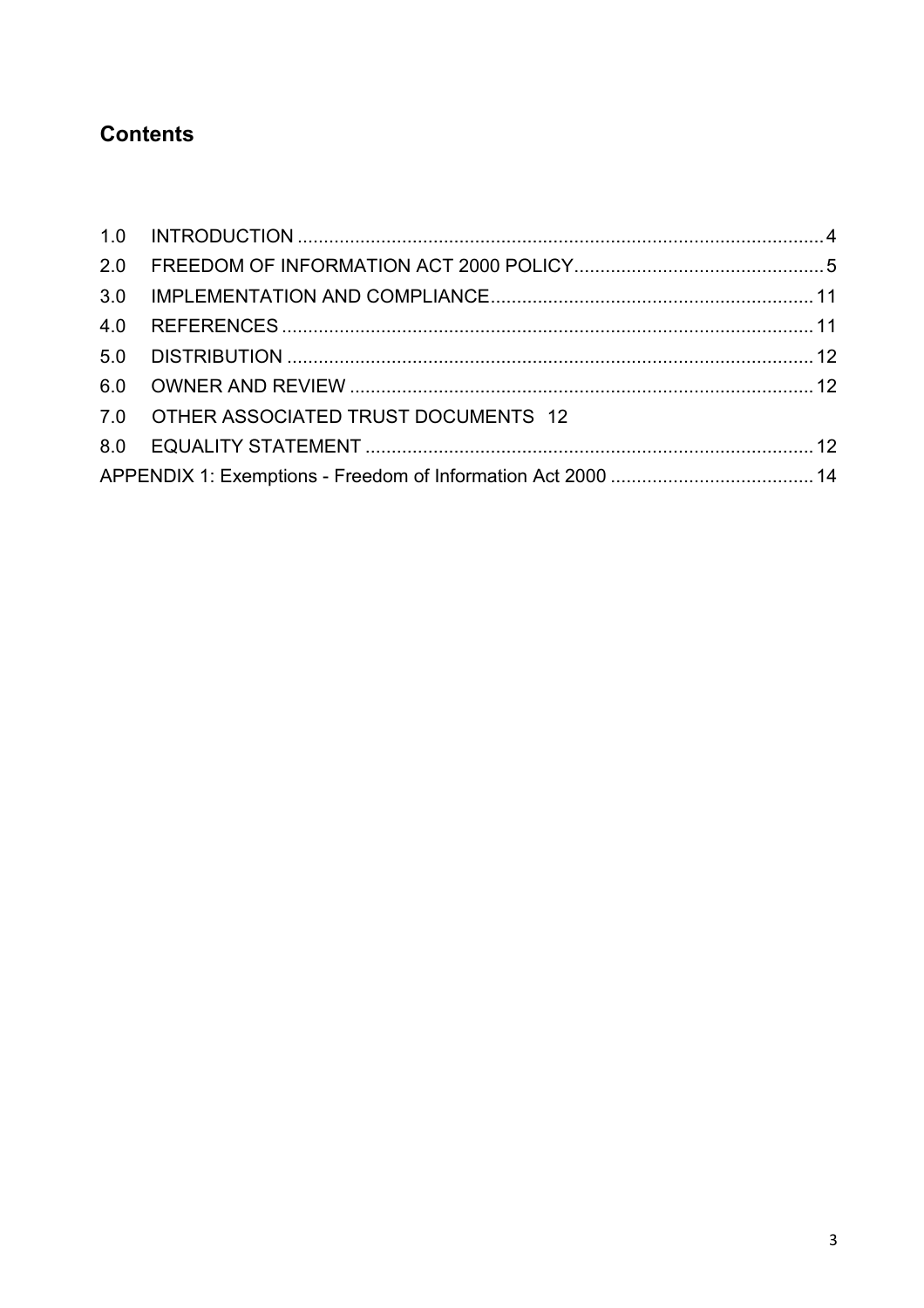## Contents

| | | |
|---|---|---|
| 1.0 | INTRODUCTION | 4 |
| 2.0 | FREEDOM OF INFORMATION ACT 2000 POLICY | 5 |
| 3.0 | IMPLEMENTATION AND COMPLIANCE | 11 |
| 4.0 | REFERENCES | 11 |
| 5.0 | DISTRIBUTION | 12 |
| 6.0 | OWNER AND REVIEW | 12 |
| 7.0 | OTHER ASSOCIATED TRUST DOCUMENTS | 12 |
| 8.0 | EQUALITY STATEMENT | 12 |
| APPENDIX 1: Exemptions - Freedom of Information Act 2000 | | 14 |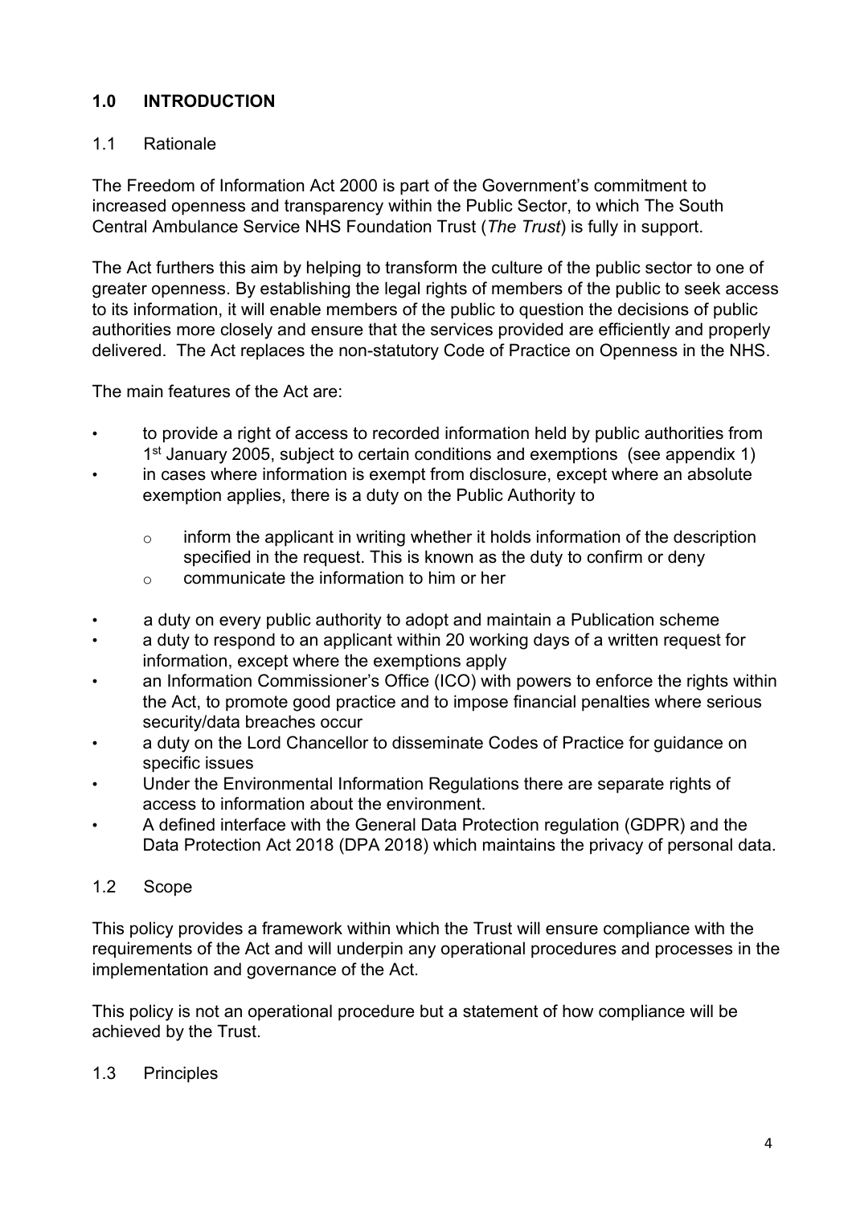## 1.0 INTRODUCTION

### 1.1 Rationale

The Freedom of Information Act 2000 is part of the Government's commitment to increased openness and transparency within the Public Sector, to which The South Central Ambulance Service NHS Foundation Trust (*The Trust*) is fully in support.

The Act furthers this aim by helping to transform the culture of the public sector to one of greater openness. By establishing the legal rights of members of the public to seek access to its information, it will enable members of the public to question the decisions of public authorities more closely and ensure that the services provided are efficiently and properly delivered. The Act replaces the non-statutory Code of Practice on Openness in the NHS.

The main features of the Act are:

- to provide a right of access to recorded information held by public authorities from 1st January 2005, subject to certain conditions and exemptions (see appendix 1)
- in cases where information is exempt from disclosure, except where an absolute exemption applies, there is a duty on the Public Authority to
    - inform the applicant in writing whether it holds information of the description specified in the request. This is known as the duty to confirm or deny
    - communicate the information to him or her
- a duty on every public authority to adopt and maintain a Publication scheme
- a duty to respond to an applicant within 20 working days of a written request for information, except where the exemptions apply
- an Information Commissioner's Office (ICO) with powers to enforce the rights within the Act, to promote good practice and to impose financial penalties where serious security/data breaches occur
- a duty on the Lord Chancellor to disseminate Codes of Practice for guidance on specific issues
- Under the Environmental Information Regulations there are separate rights of access to information about the environment.
- A defined interface with the General Data Protection regulation (GDPR) and the Data Protection Act 2018 (DPA 2018) which maintains the privacy of personal data.

### 1.2 Scope

This policy provides a framework within which the Trust will ensure compliance with the requirements of the Act and will underpin any operational procedures and processes in the implementation and governance of the Act.

This policy is not an operational procedure but a statement of how compliance will be achieved by the Trust.

### 1.3 Principles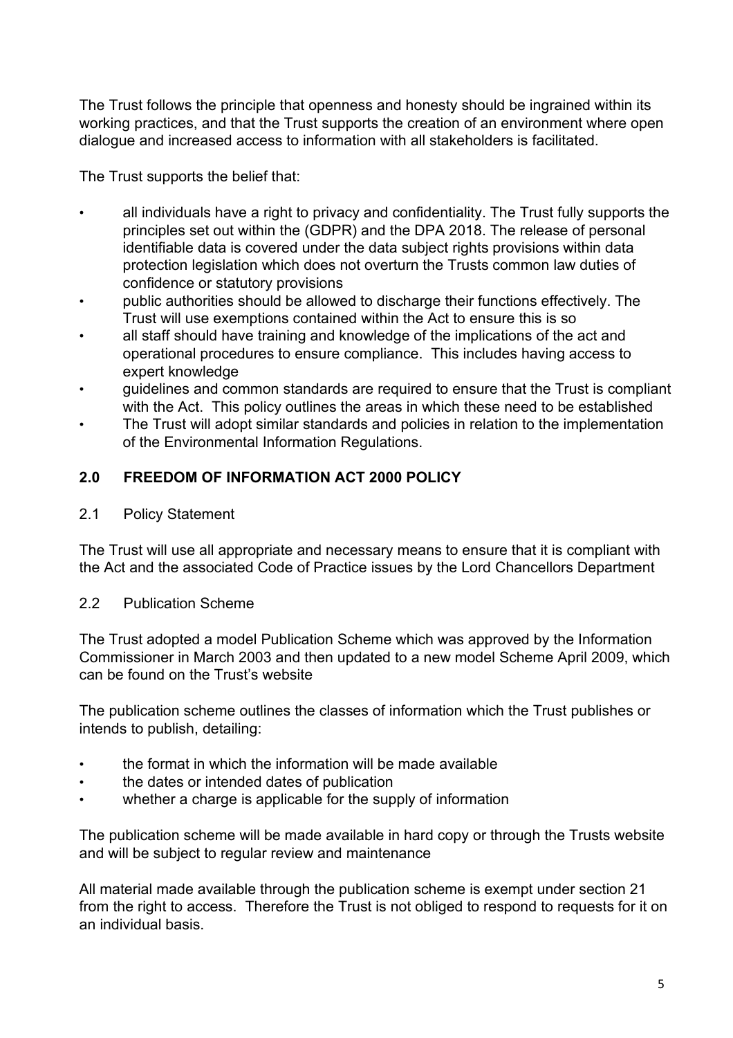The Trust follows the principle that openness and honesty should be ingrained within its working practices, and that the Trust supports the creation of an environment where open dialogue and increased access to information with all stakeholders is facilitated.

The Trust supports the belief that:

- all individuals have a right to privacy and confidentiality. The Trust fully supports the principles set out within the (GDPR) and the DPA 2018. The release of personal identifiable data is covered under the data subject rights provisions within data protection legislation which does not overturn the Trusts common law duties of confidence or statutory provisions
- public authorities should be allowed to discharge their functions effectively. The Trust will use exemptions contained within the Act to ensure this is so
- all staff should have training and knowledge of the implications of the act and operational procedures to ensure compliance. This includes having access to expert knowledge
- guidelines and common standards are required to ensure that the Trust is compliant with the Act. This policy outlines the areas in which these need to be established
- The Trust will adopt similar standards and policies in relation to the implementation of the Environmental Information Regulations.

## 2.0 FREEDOM OF INFORMATION ACT 2000 POLICY

### 2.1 Policy Statement

The Trust will use all appropriate and necessary means to ensure that it is compliant with the Act and the associated Code of Practice issues by the Lord Chancellors Department

### 2.2 Publication Scheme

The Trust adopted a model Publication Scheme which was approved by the Information Commissioner in March 2003 and then updated to a new model Scheme April 2009, which can be found on the Trust's website

The publication scheme outlines the classes of information which the Trust publishes or intends to publish, detailing:

- the format in which the information will be made available
- the dates or intended dates of publication
- whether a charge is applicable for the supply of information

The publication scheme will be made available in hard copy or through the Trusts website and will be subject to regular review and maintenance

All material made available through the publication scheme is exempt under section 21 from the right to access. Therefore the Trust is not obliged to respond to requests for it on an individual basis.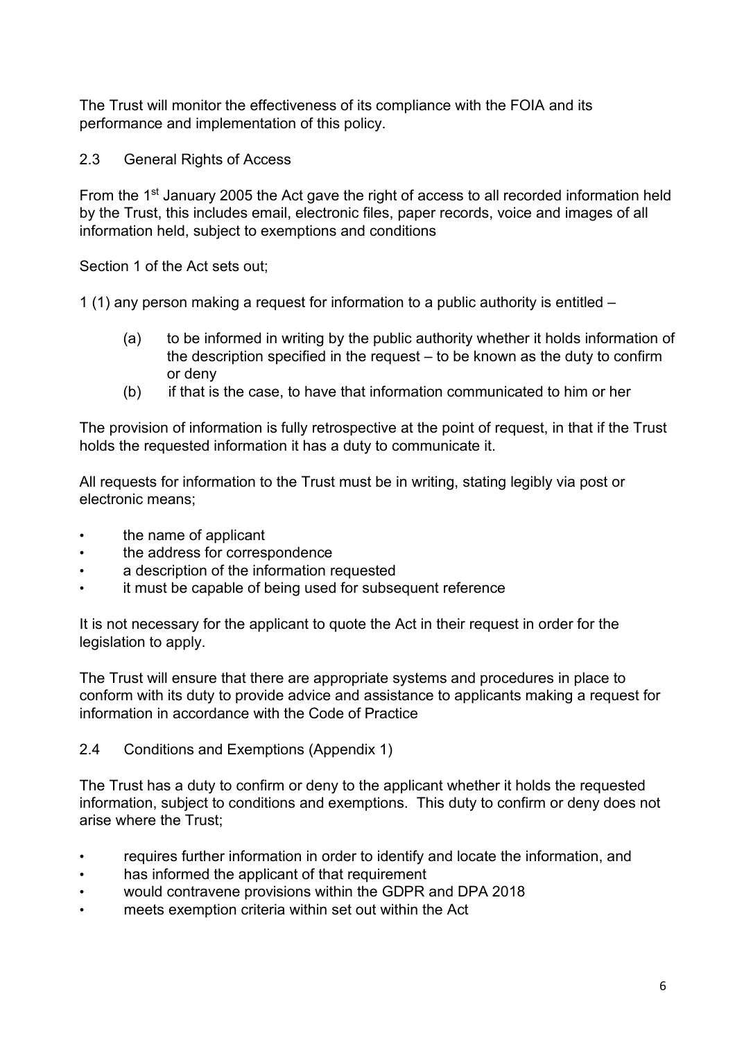The Trust will monitor the effectiveness of its compliance with the FOIA and its performance and implementation of this policy.

## 2.3 General Rights of Access

From the 1st January 2005 the Act gave the right of access to all recorded information held by the Trust, this includes email, electronic files, paper records, voice and images of all information held, subject to exemptions and conditions

Section 1 of the Act sets out;

1 (1) any person making a request for information to a public authority is entitled –

- (a) to be informed in writing by the public authority whether it holds information of the description specified in the request – to be known as the duty to confirm or deny
- (b) if that is the case, to have that information communicated to him or her

The provision of information is fully retrospective at the point of request, in that if the Trust holds the requested information it has a duty to communicate it.

All requests for information to the Trust must be in writing, stating legibly via post or electronic means;

- the name of applicant
- the address for correspondence
- a description of the information requested
- it must be capable of being used for subsequent reference

It is not necessary for the applicant to quote the Act in their request in order for the legislation to apply.

The Trust will ensure that there are appropriate systems and procedures in place to conform with its duty to provide advice and assistance to applicants making a request for information in accordance with the Code of Practice

## 2.4 Conditions and Exemptions (Appendix 1)

The Trust has a duty to confirm or deny to the applicant whether it holds the requested information, subject to conditions and exemptions. This duty to confirm or deny does not arise where the Trust;

- requires further information in order to identify and locate the information, and
- has informed the applicant of that requirement
- would contravene provisions within the GDPR and DPA 2018
- meets exemption criteria within set out within the Act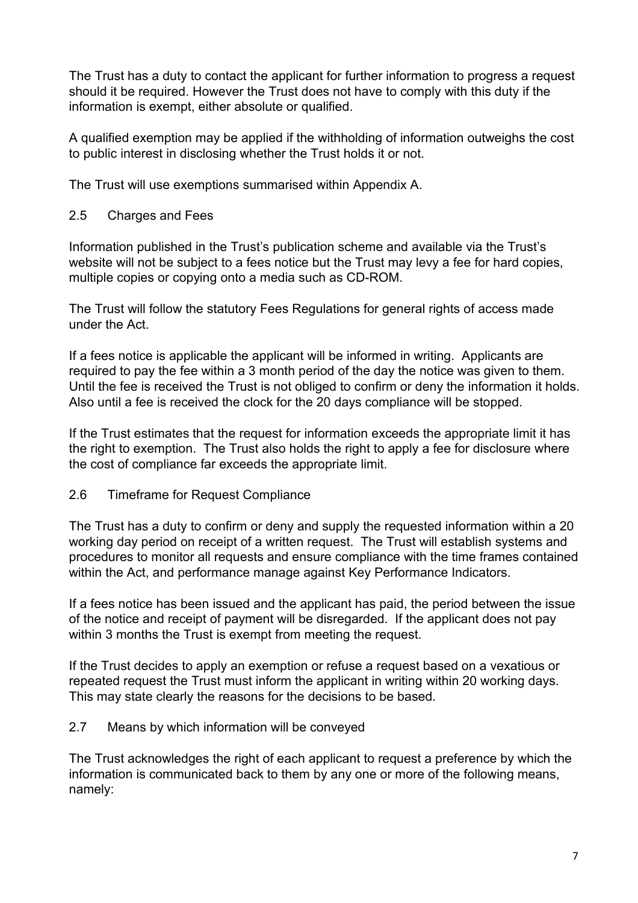The Trust has a duty to contact the applicant for further information to progress a request should it be required. However the Trust does not have to comply with this duty if the information is exempt, either absolute or qualified.

A qualified exemption may be applied if the withholding of information outweighs the cost to public interest in disclosing whether the Trust holds it or not.

The Trust will use exemptions summarised within Appendix A.

### 2.5 Charges and Fees

Information published in the Trust's publication scheme and available via the Trust's website will not be subject to a fees notice but the Trust may levy a fee for hard copies, multiple copies or copying onto a media such as CD-ROM.

The Trust will follow the statutory Fees Regulations for general rights of access made under the Act.

If a fees notice is applicable the applicant will be informed in writing. Applicants are required to pay the fee within a 3 month period of the day the notice was given to them. Until the fee is received the Trust is not obliged to confirm or deny the information it holds. Also until a fee is received the clock for the 20 days compliance will be stopped.

If the Trust estimates that the request for information exceeds the appropriate limit it has the right to exemption. The Trust also holds the right to apply a fee for disclosure where the cost of compliance far exceeds the appropriate limit.

### 2.6 Timeframe for Request Compliance

The Trust has a duty to confirm or deny and supply the requested information within a 20 working day period on receipt of a written request. The Trust will establish systems and procedures to monitor all requests and ensure compliance with the time frames contained within the Act, and performance manage against Key Performance Indicators.

If a fees notice has been issued and the applicant has paid, the period between the issue of the notice and receipt of payment will be disregarded. If the applicant does not pay within 3 months the Trust is exempt from meeting the request.

If the Trust decides to apply an exemption or refuse a request based on a vexatious or repeated request the Trust must inform the applicant in writing within 20 working days. This may state clearly the reasons for the decisions to be based.

### 2.7 Means by which information will be conveyed

The Trust acknowledges the right of each applicant to request a preference by which the information is communicated back to them by any one or more of the following means, namely: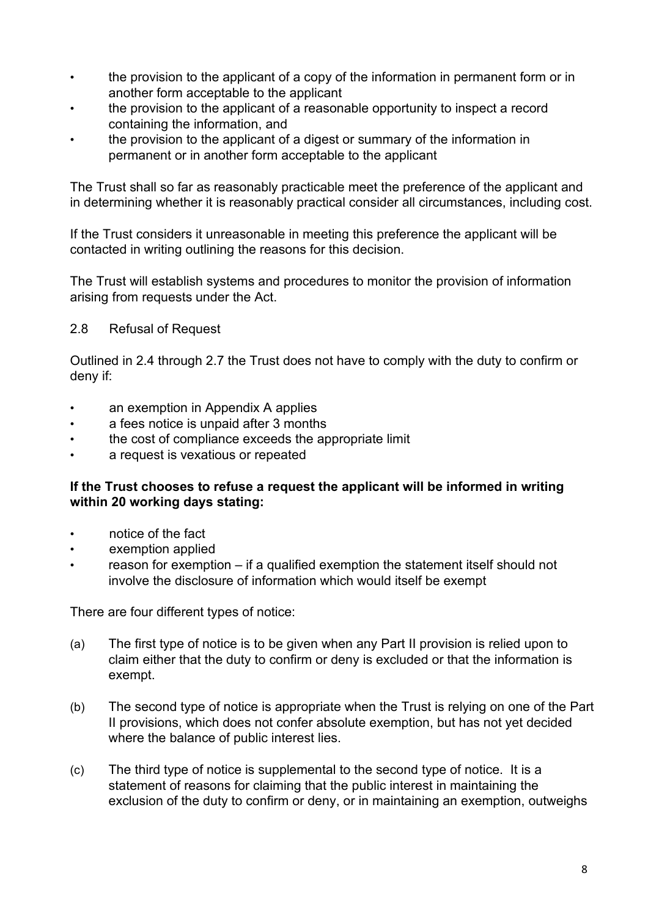- the provision to the applicant of a copy of the information in permanent form or in another form acceptable to the applicant
- the provision to the applicant of a reasonable opportunity to inspect a record containing the information, and
- the provision to the applicant of a digest or summary of the information in permanent or in another form acceptable to the applicant

The Trust shall so far as reasonably practicable meet the preference of the applicant and in determining whether it is reasonably practical consider all circumstances, including cost.

If the Trust considers it unreasonable in meeting this preference the applicant will be contacted in writing outlining the reasons for this decision.

The Trust will establish systems and procedures to monitor the provision of information arising from requests under the Act.

## 2.8 Refusal of Request

Outlined in 2.4 through 2.7 the Trust does not have to comply with the duty to confirm or deny if:

- an exemption in Appendix A applies
- a fees notice is unpaid after 3 months
- the cost of compliance exceeds the appropriate limit
- a request is vexatious or repeated

**If the Trust chooses to refuse a request the applicant will be informed in writing within 20 working days stating:**

- notice of the fact
- exemption applied
- reason for exemption – if a qualified exemption the statement itself should not involve the disclosure of information which would itself be exempt

There are four different types of notice:

(a) The first type of notice is to be given when any Part II provision is relied upon to claim either that the duty to confirm or deny is excluded or that the information is exempt.

(b) The second type of notice is appropriate when the Trust is relying on one of the Part II provisions, which does not confer absolute exemption, but has not yet decided where the balance of public interest lies.

(c) The third type of notice is supplemental to the second type of notice. It is a statement of reasons for claiming that the public interest in maintaining the exclusion of the duty to confirm or deny, or in maintaining an exemption, outweighs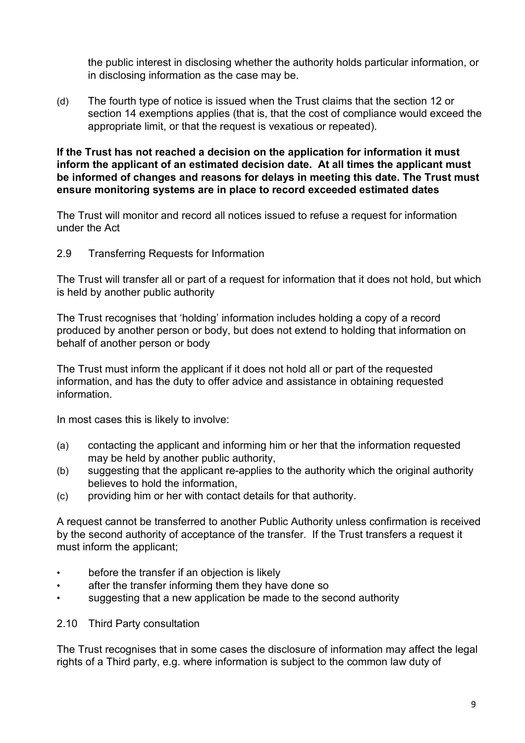the public interest in disclosing whether the authority holds particular information, or in disclosing information as the case may be.

(d) The fourth type of notice is issued when the Trust claims that the section 12 or section 14 exemptions applies (that is, that the cost of compliance would exceed the appropriate limit, or that the request is vexatious or repeated).

**If the Trust has not reached a decision on the application for information it must inform the applicant of an estimated decision date. At all times the applicant must be informed of changes and reasons for delays in meeting this date. The Trust must ensure monitoring systems are in place to record exceeded estimated dates**

The Trust will monitor and record all notices issued to refuse a request for information under the Act

2.9 Transferring Requests for Information

The Trust will transfer all or part of a request for information that it does not hold, but which is held by another public authority

The Trust recognises that 'holding' information includes holding a copy of a record produced by another person or body, but does not extend to holding that information on behalf of another person or body

The Trust must inform the applicant if it does not hold all or part of the requested information, and has the duty to offer advice and assistance in obtaining requested information.

In most cases this is likely to involve:

(a) contacting the applicant and informing him or her that the information requested may be held by another public authority,
(b) suggesting that the applicant re-applies to the authority which the original authority believes to hold the information,
(c) providing him or her with contact details for that authority.

A request cannot be transferred to another Public Authority unless confirmation is received by the second authority of acceptance of the transfer. If the Trust transfers a request it must inform the applicant;

- before the transfer if an objection is likely
- after the transfer informing them they have done so
- suggesting that a new application be made to the second authority

2.10 Third Party consultation

The Trust recognises that in some cases the disclosure of information may affect the legal rights of a Third party, e.g. where information is subject to the common law duty of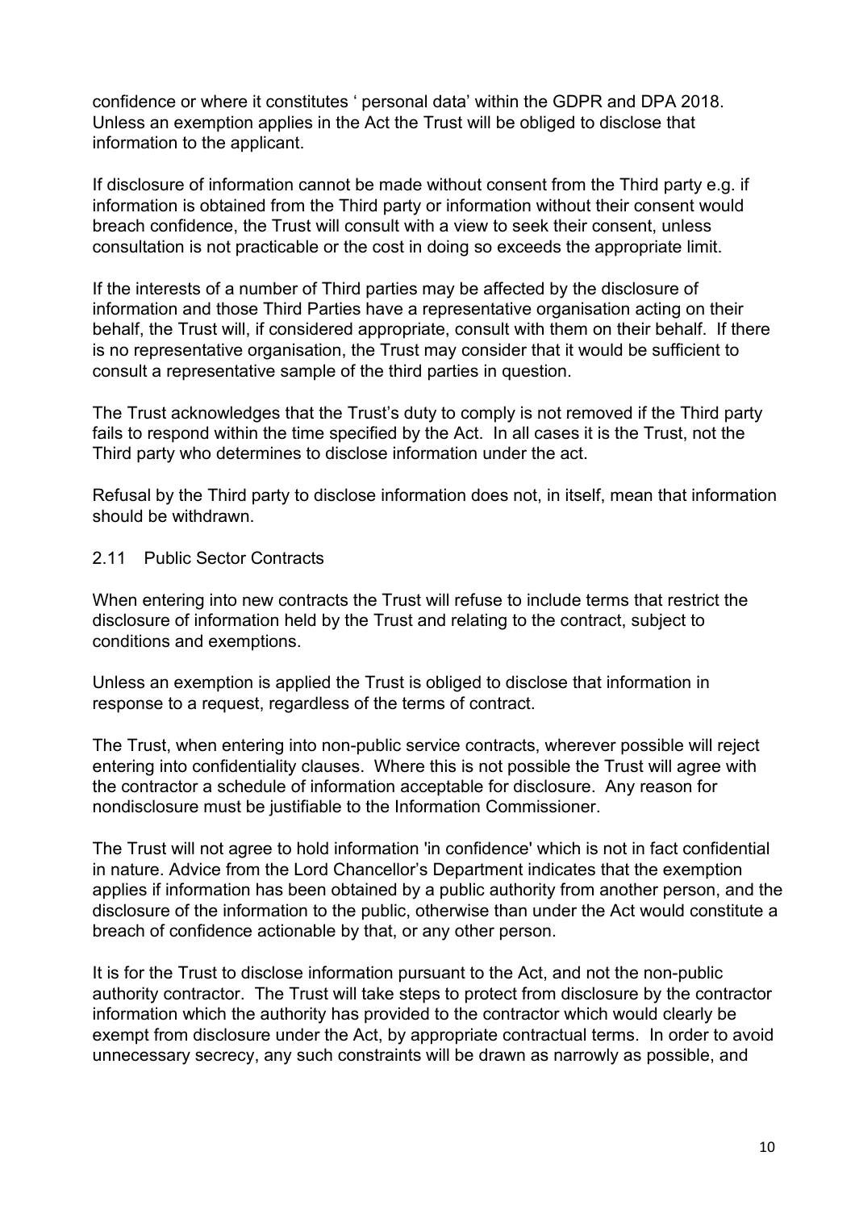confidence or where it constitutes ' personal data' within the GDPR and DPA 2018. Unless an exemption applies in the Act the Trust will be obliged to disclose that information to the applicant.

If disclosure of information cannot be made without consent from the Third party e.g. if information is obtained from the Third party or information without their consent would breach confidence, the Trust will consult with a view to seek their consent, unless consultation is not practicable or the cost in doing so exceeds the appropriate limit.

If the interests of a number of Third parties may be affected by the disclosure of information and those Third Parties have a representative organisation acting on their behalf, the Trust will, if considered appropriate, consult with them on their behalf. If there is no representative organisation, the Trust may consider that it would be sufficient to consult a representative sample of the third parties in question.

The Trust acknowledges that the Trust's duty to comply is not removed if the Third party fails to respond within the time specified by the Act. In all cases it is the Trust, not the Third party who determines to disclose information under the act.

Refusal by the Third party to disclose information does not, in itself, mean that information should be withdrawn.

## 2.11 Public Sector Contracts

When entering into new contracts the Trust will refuse to include terms that restrict the disclosure of information held by the Trust and relating to the contract, subject to conditions and exemptions.

Unless an exemption is applied the Trust is obliged to disclose that information in response to a request, regardless of the terms of contract.

The Trust, when entering into non-public service contracts, wherever possible will reject entering into confidentiality clauses. Where this is not possible the Trust will agree with the contractor a schedule of information acceptable for disclosure. Any reason for nondisclosure must be justifiable to the Information Commissioner.

The Trust will not agree to hold information 'in confidence' which is not in fact confidential in nature. Advice from the Lord Chancellor's Department indicates that the exemption applies if information has been obtained by a public authority from another person, and the disclosure of the information to the public, otherwise than under the Act would constitute a breach of confidence actionable by that, or any other person.

It is for the Trust to disclose information pursuant to the Act, and not the non-public authority contractor. The Trust will take steps to protect from disclosure by the contractor information which the authority has provided to the contractor which would clearly be exempt from disclosure under the Act, by appropriate contractual terms. In order to avoid unnecessary secrecy, any such constraints will be drawn as narrowly as possible, and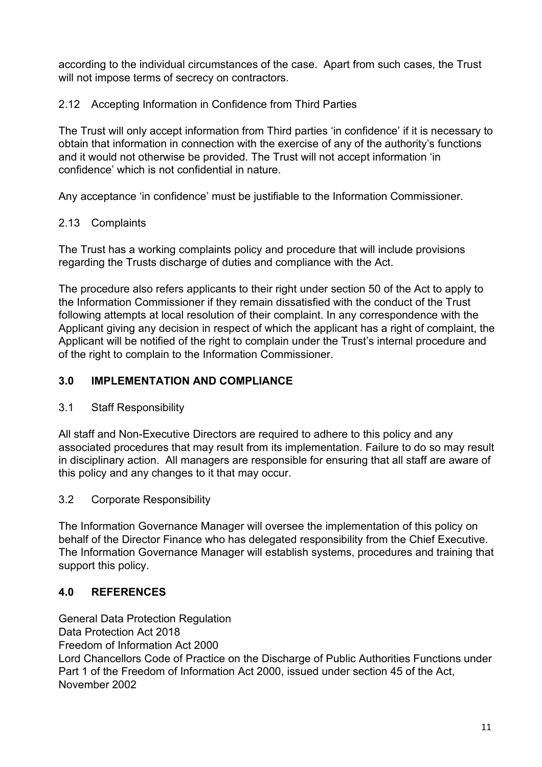according to the individual circumstances of the case. Apart from such cases, the Trust will not impose terms of secrecy on contractors.

2.12 Accepting Information in Confidence from Third Parties

The Trust will only accept information from Third parties 'in confidence' if it is necessary to obtain that information in connection with the exercise of any of the authority's functions and it would not otherwise be provided. The Trust will not accept information 'in confidence' which is not confidential in nature.

Any acceptance 'in confidence' must be justifiable to the Information Commissioner.

2.13 Complaints

The Trust has a working complaints policy and procedure that will include provisions regarding the Trusts discharge of duties and compliance with the Act.

The procedure also refers applicants to their right under section 50 of the Act to apply to the Information Commissioner if they remain dissatisfied with the conduct of the Trust following attempts at local resolution of their complaint. In any correspondence with the Applicant giving any decision in respect of which the applicant has a right of complaint, the Applicant will be notified of the right to complain under the Trust's internal procedure and of the right to complain to the Information Commissioner.

## 3.0 IMPLEMENTATION AND COMPLIANCE

3.1 Staff Responsibility

All staff and Non-Executive Directors are required to adhere to this policy and any associated procedures that may result from its implementation. Failure to do so may result in disciplinary action. All managers are responsible for ensuring that all staff are aware of this policy and any changes to it that may occur.

3.2 Corporate Responsibility

The Information Governance Manager will oversee the implementation of this policy on behalf of the Director Finance who has delegated responsibility from the Chief Executive. The Information Governance Manager will establish systems, procedures and training that support this policy.

## 4.0 REFERENCES

General Data Protection Regulation
Data Protection Act 2018
Freedom of Information Act 2000
Lord Chancellors Code of Practice on the Discharge of Public Authorities Functions under Part 1 of the Freedom of Information Act 2000, issued under section 45 of the Act, November 2002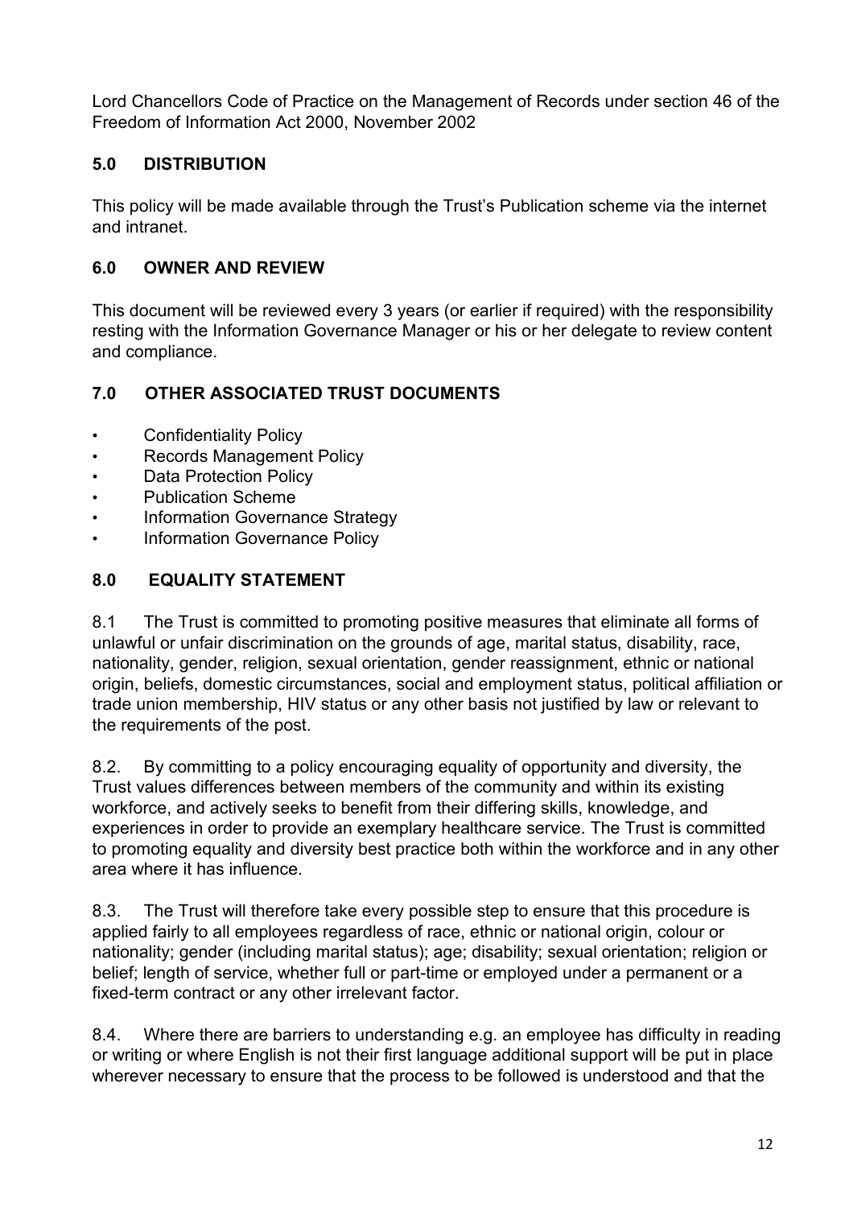Lord Chancellors Code of Practice on the Management of Records under section 46 of the Freedom of Information Act 2000, November 2002

## 5.0 DISTRIBUTION

This policy will be made available through the Trust's Publication scheme via the internet and intranet.

## 6.0 OWNER AND REVIEW

This document will be reviewed every 3 years (or earlier if required) with the responsibility resting with the Information Governance Manager or his or her delegate to review content and compliance.

## 7.0 OTHER ASSOCIATED TRUST DOCUMENTS

- Confidentiality Policy
- Records Management Policy
- Data Protection Policy
- Publication Scheme
- Information Governance Strategy
- Information Governance Policy

## 8.0 EQUALITY STATEMENT

8.1 The Trust is committed to promoting positive measures that eliminate all forms of unlawful or unfair discrimination on the grounds of age, marital status, disability, race, nationality, gender, religion, sexual orientation, gender reassignment, ethnic or national origin, beliefs, domestic circumstances, social and employment status, political affiliation or trade union membership, HIV status or any other basis not justified by law or relevant to the requirements of the post.

8.2. By committing to a policy encouraging equality of opportunity and diversity, the Trust values differences between members of the community and within its existing workforce, and actively seeks to benefit from their differing skills, knowledge, and experiences in order to provide an exemplary healthcare service. The Trust is committed to promoting equality and diversity best practice both within the workforce and in any other area where it has influence.

8.3. The Trust will therefore take every possible step to ensure that this procedure is applied fairly to all employees regardless of race, ethnic or national origin, colour or nationality; gender (including marital status); age; disability; sexual orientation; religion or belief; length of service, whether full or part-time or employed under a permanent or a fixed-term contract or any other irrelevant factor.

8.4. Where there are barriers to understanding e.g. an employee has difficulty in reading or writing or where English is not their first language additional support will be put in place wherever necessary to ensure that the process to be followed is understood and that the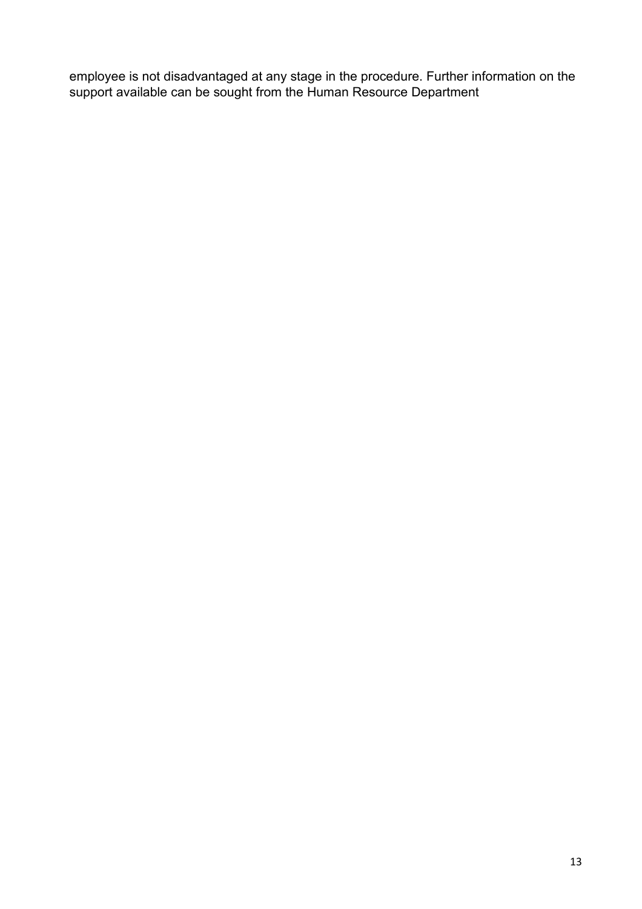employee is not disadvantaged at any stage in the procedure. Further information on the support available can be sought from the Human Resource Department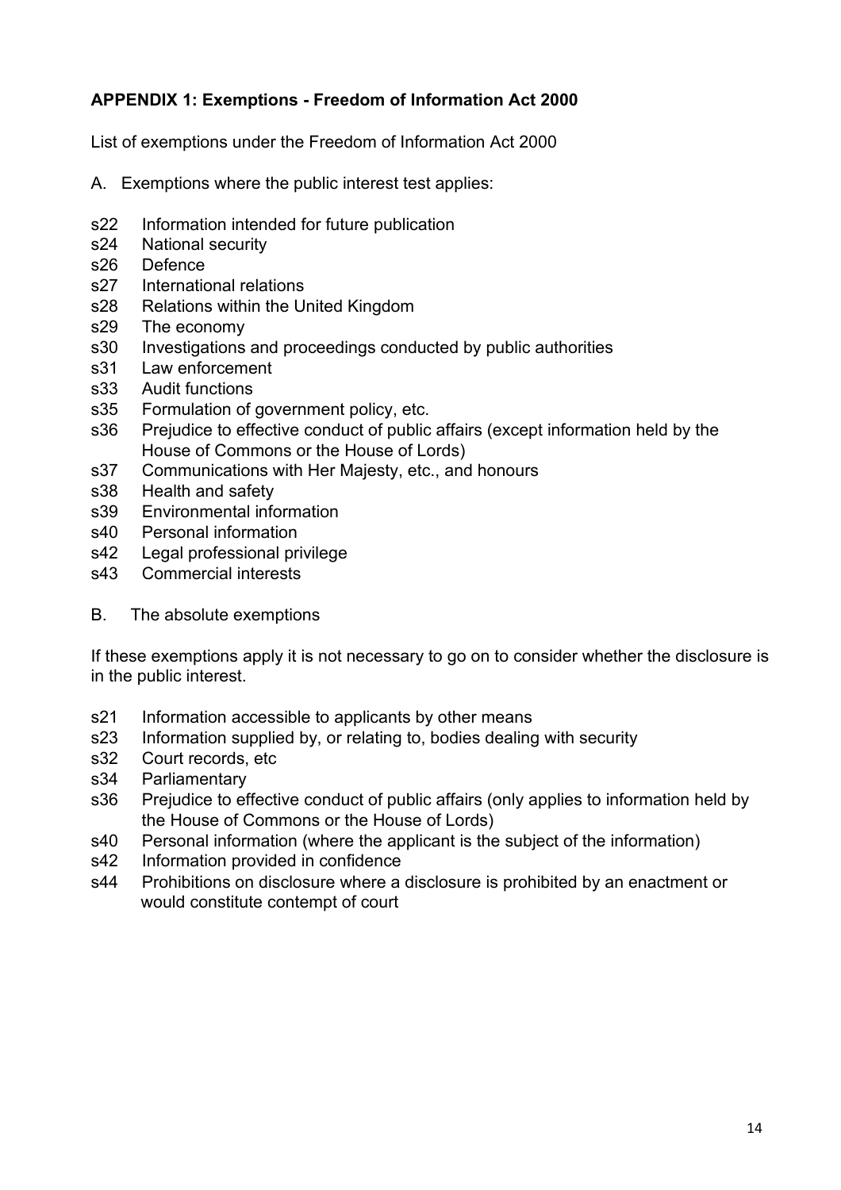**APPENDIX 1: Exemptions - Freedom of Information Act 2000**

List of exemptions under the Freedom of Information Act 2000

A. Exemptions where the public interest test applies:

- s22 Information intended for future publication
- s24 National security
- s26 Defence
- s27 International relations
- s28 Relations within the United Kingdom
- s29 The economy
- s30 Investigations and proceedings conducted by public authorities
- s31 Law enforcement
- s33 Audit functions
- s35 Formulation of government policy, etc.
- s36 Prejudice to effective conduct of public affairs (except information held by the House of Commons or the House of Lords)
- s37 Communications with Her Majesty, etc., and honours
- s38 Health and safety
- s39 Environmental information
- s40 Personal information
- s42 Legal professional privilege
- s43 Commercial interests

B. The absolute exemptions

If these exemptions apply it is not necessary to go on to consider whether the disclosure is in the public interest.

- s21 Information accessible to applicants by other means
- s23 Information supplied by, or relating to, bodies dealing with security
- s32 Court records, etc
- s34 Parliamentary
- s36 Prejudice to effective conduct of public affairs (only applies to information held by the House of Commons or the House of Lords)
- s40 Personal information (where the applicant is the subject of the information)
- s42 Information provided in confidence
- s44 Prohibitions on disclosure where a disclosure is prohibited by an enactment or would constitute contempt of court